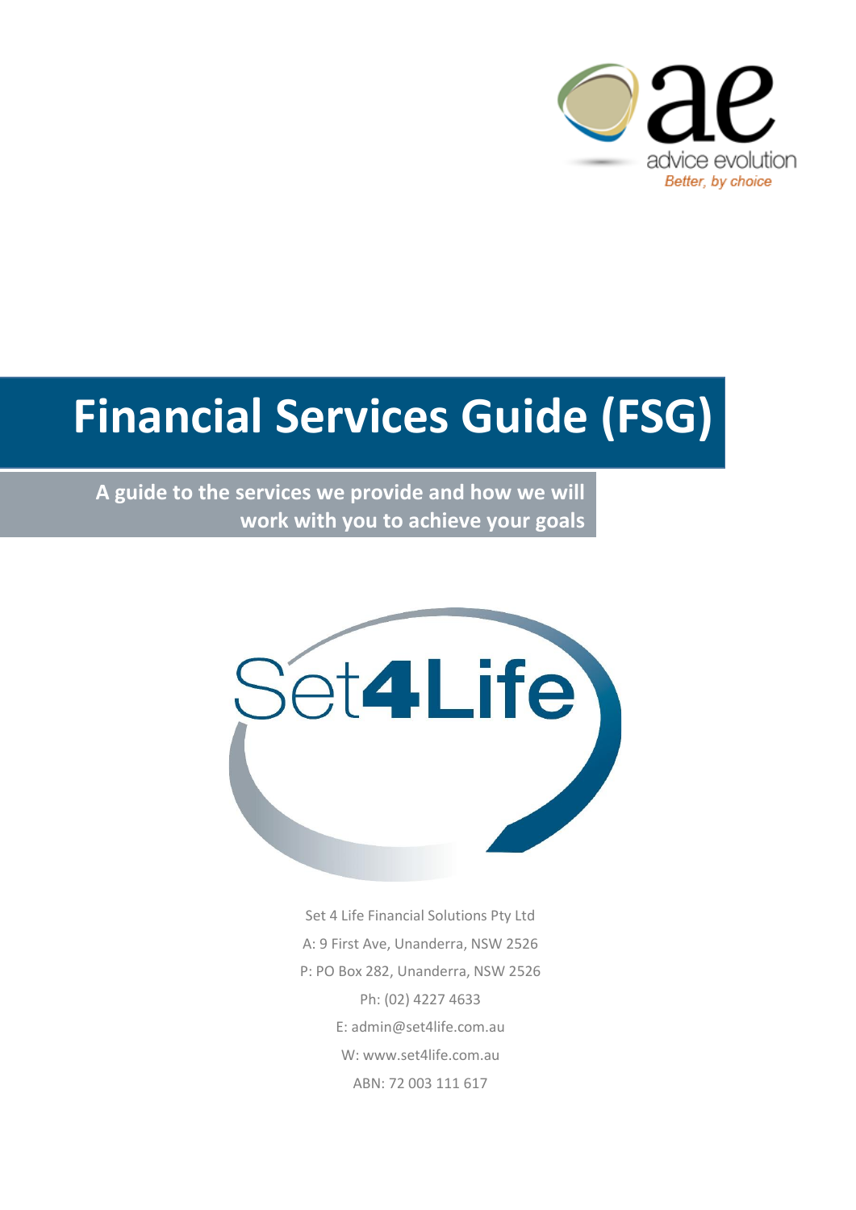advice evolution

*Better, by choice*

# Financial Services Guide (FSG)

**A guide to the services we provide and how we will work with you to achieve your goals**

Set4Life

Set 4 Life Financial Solutions Pty Ltd

A: 9 First Ave, Unanderra, NSW 2526

P: PO Box 282, Unanderra, NSW 2526

Ph: (02) 4227 4633

E: admin@set4life.com.au

W: www.set4life.com.au

ABN: 72 003 111 617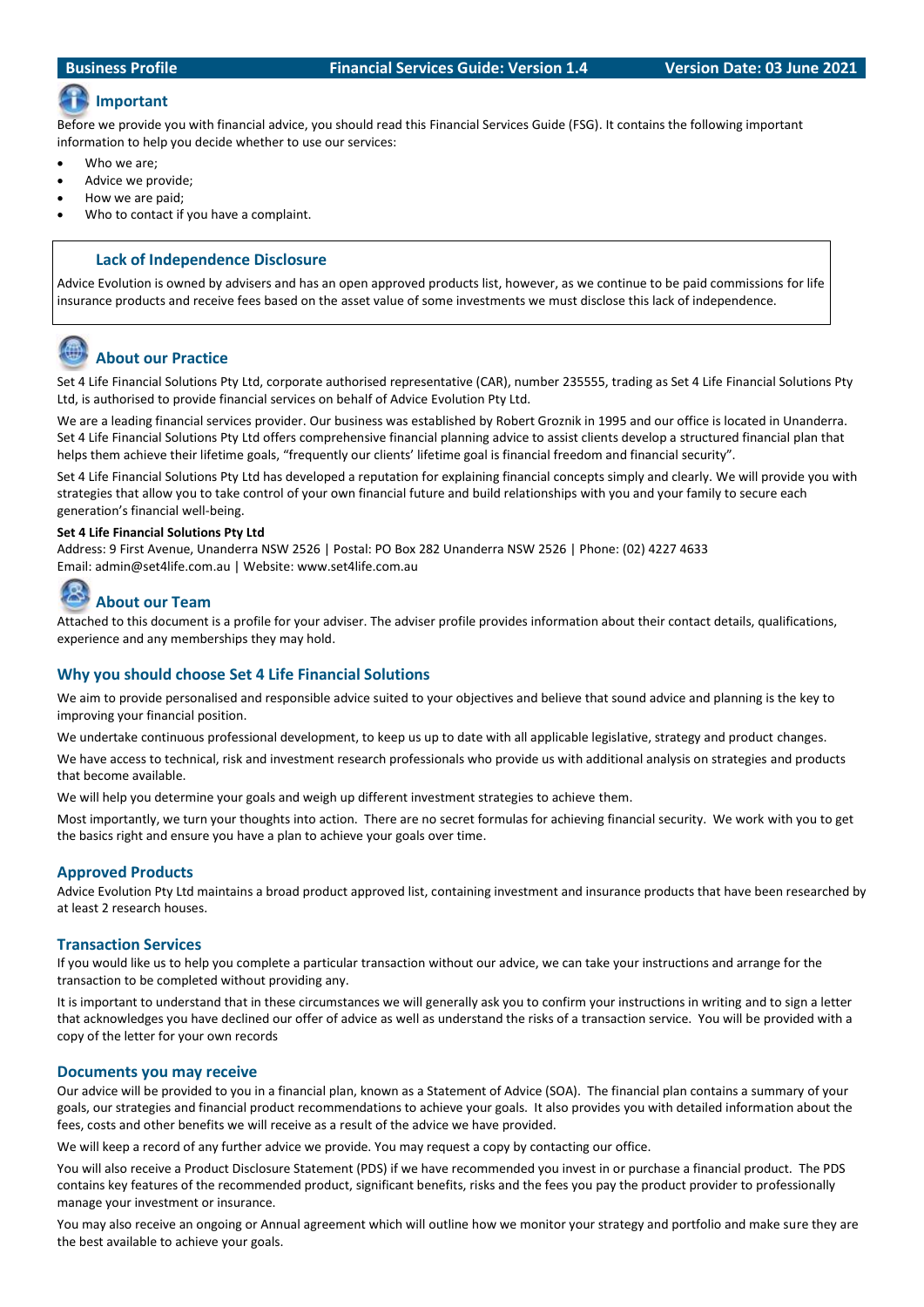## Important

Before we provide you with financial advice, you should read this Financial Services Guide (FSG). It contains the following important information to help you decide whether to use our services:

- Who we are;
- Advice we provide;
- How we are paid;
- Who to contact if you have a complaint.

### Lack of Independence Disclosure

Advice Evolution is owned by advisers and has an open approved products list, however, as we continue to be paid commissions for life insurance products and receive fees based on the asset value of some investments we must disclose this lack of independence.

## About our Practice

Set 4 Life Financial Solutions Pty Ltd, corporate authorised representative (CAR), number 235555, trading as Set 4 Life Financial Solutions Pty Ltd, is authorised to provide financial services on behalf of Advice Evolution Pty Ltd.

We are a leading financial services provider. Our business was established by Robert Groznik in 1995 and our office is located in Unanderra. Set 4 Life Financial Solutions Pty Ltd offers comprehensive financial planning advice to assist clients develop a structured financial plan that helps them achieve their lifetime goals, "frequently our clients' lifetime goal is financial freedom and financial security".

Set 4 Life Financial Solutions Pty Ltd has developed a reputation for explaining financial concepts simply and clearly. We will provide you with strategies that allow you to take control of your own financial future and build relationships with you and your family to secure each generation's financial well-being.

**Set 4 Life Financial Solutions Pty Ltd**
Address: 9 First Avenue, Unanderra NSW 2526 | Postal: PO Box 282 Unanderra NSW 2526 | Phone: (02) 4227 4633
Email: admin@set4life.com.au | Website: www.set4life.com.au

## About our Team

Attached to this document is a profile for your adviser. The adviser profile provides information about their contact details, qualifications, experience and any memberships they may hold.

## Why you should choose Set 4 Life Financial Solutions

We aim to provide personalised and responsible advice suited to your objectives and believe that sound advice and planning is the key to improving your financial position.

We undertake continuous professional development, to keep us up to date with all applicable legislative, strategy and product changes.

We have access to technical, risk and investment research professionals who provide us with additional analysis on strategies and products that become available.

We will help you determine your goals and weigh up different investment strategies to achieve them.

Most importantly, we turn your thoughts into action. There are no secret formulas for achieving financial security. We work with you to get the basics right and ensure you have a plan to achieve your goals over time.

## Approved Products

Advice Evolution Pty Ltd maintains a broad product approved list, containing investment and insurance products that have been researched by at least 2 research houses.

## Transaction Services

If you would like us to help you complete a particular transaction without our advice, we can take your instructions and arrange for the transaction to be completed without providing any.

It is important to understand that in these circumstances we will generally ask you to confirm your instructions in writing and to sign a letter that acknowledges you have declined our offer of advice as well as understand the risks of a transaction service. You will be provided with a copy of the letter for your own records

## Documents you may receive

Our advice will be provided to you in a financial plan, known as a Statement of Advice (SOA). The financial plan contains a summary of your goals, our strategies and financial product recommendations to achieve your goals. It also provides you with detailed information about the fees, costs and other benefits we will receive as a result of the advice we have provided.

We will keep a record of any further advice we provide. You may request a copy by contacting our office.

You will also receive a Product Disclosure Statement (PDS) if we have recommended you invest in or purchase a financial product. The PDS contains key features of the recommended product, significant benefits, risks and the fees you pay the product provider to professionally manage your investment or insurance.

You may also receive an ongoing or Annual agreement which will outline how we monitor your strategy and portfolio and make sure they are the best available to achieve your goals.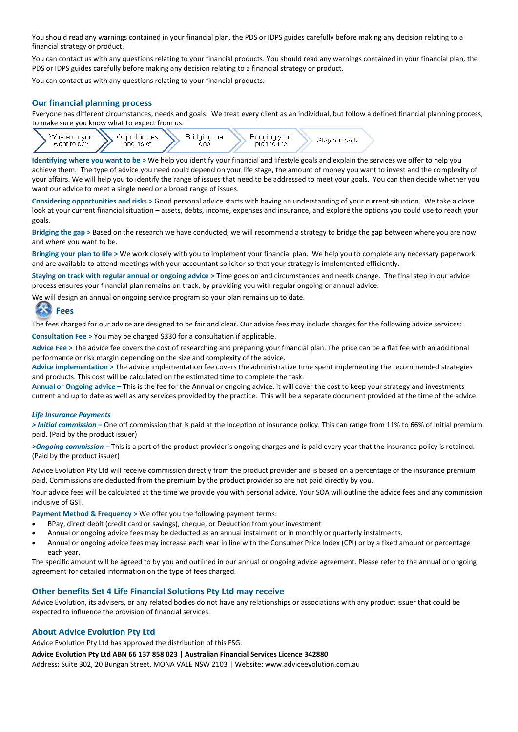You should read any warnings contained in your financial plan, the PDS or IDPS guides carefully before making any decision relating to a financial strategy or product.

You can contact us with any questions relating to your financial products. You should read any warnings contained in your financial plan, the PDS or IDPS guides carefully before making any decision relating to a financial strategy or product.

You can contact us with any questions relating to your financial products.

## Our financial planning process

Everyone has different circumstances, needs and goals. We treat every client as an individual, but follow a defined financial planning process, to make sure you know what to expect from us.

Where do you want to be? > Opportunities and risks > Bridging the gap > Bringing your plan to life > Stay on track

**Identifying where you want to be >** We help you identify your financial and lifestyle goals and explain the services we offer to help you achieve them. The type of advice you need could depend on your life stage, the amount of money you want to invest and the complexity of your affairs. We will help you to identify the range of issues that need to be addressed to meet your goals. You can then decide whether you want our advice to meet a single need or a broad range of issues.

**Considering opportunities and risks >** Good personal advice starts with having an understanding of your current situation. We take a close look at your current financial situation – assets, debts, income, expenses and insurance, and explore the options you could use to reach your goals.

**Bridging the gap >** Based on the research we have conducted, we will recommend a strategy to bridge the gap between where you are now and where you want to be.

**Bringing your plan to life >** We work closely with you to implement your financial plan. We help you to complete any necessary paperwork and are available to attend meetings with your accountant solicitor so that your strategy is implemented efficiently.

**Staying on track with regular annual or ongoing advice >** Time goes on and circumstances and needs change. The final step in our advice process ensures your financial plan remains on track, by providing you with regular ongoing or annual advice.

We will design an annual or ongoing service program so your plan remains up to date.

## Fees

The fees charged for our advice are designed to be fair and clear. Our advice fees may include charges for the following advice services:

**Consultation Fee >** You may be charged $330 for a consultation if applicable.

**Advice Fee >** The advice fee covers the cost of researching and preparing your financial plan. The price can be a flat fee with an additional performance or risk margin depending on the size and complexity of the advice.

**Advice implementation >** The advice implementation fee covers the administrative time spent implementing the recommended strategies and products. This cost will be calculated on the estimated time to complete the task.

**Annual or Ongoing advice –** This is the fee for the Annual or ongoing advice, it will cover the cost to keep your strategy and investments current and up to date as well as any services provided by the practice. This will be a separate document provided at the time of the advice.

***Life Insurance Payments***

***> Initial commission –*** One off commission that is paid at the inception of insurance policy. This can range from 11% to 66% of initial premium paid. (Paid by the product issuer)

***>Ongoing commission –*** This is a part of the product provider's ongoing charges and is paid every year that the insurance policy is retained. (Paid by the product issuer)

Advice Evolution Pty Ltd will receive commission directly from the product provider and is based on a percentage of the insurance premium paid. Commissions are deducted from the premium by the product provider so are not paid directly by you.

Your advice fees will be calculated at the time we provide you with personal advice. Your SOA will outline the advice fees and any commission inclusive of GST.

**Payment Method & Frequency >** We offer you the following payment terms:

- BPay, direct debit (credit card or savings), cheque, or Deduction from your investment
- Annual or ongoing advice fees may be deducted as an annual instalment or in monthly or quarterly instalments.
- Annual or ongoing advice fees may increase each year in line with the Consumer Price Index (CPI) or by a fixed amount or percentage each year.

The specific amount will be agreed to by you and outlined in our annual or ongoing advice agreement. Please refer to the annual or ongoing agreement for detailed information on the type of fees charged.

## Other benefits Set 4 Life Financial Solutions Pty Ltd may receive

Advice Evolution, its advisers, or any related bodies do not have any relationships or associations with any product issuer that could be expected to influence the provision of financial services.

## About Advice Evolution Pty Ltd

Advice Evolution Pty Ltd has approved the distribution of this FSG.

**Advice Evolution Pty Ltd ABN 66 137 858 023 | Australian Financial Services Licence 342880**

Address: Suite 302, 20 Bungan Street, MONA VALE NSW 2103 | Website: www.adviceevolution.com.au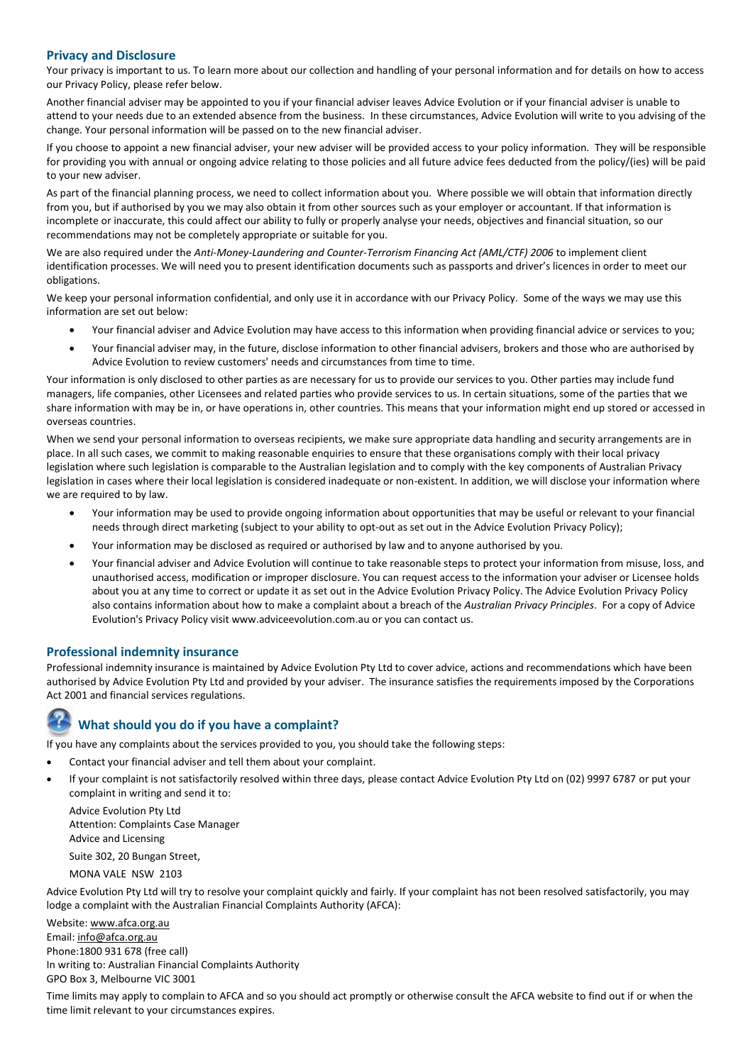## Privacy and Disclosure

Your privacy is important to us. To learn more about our collection and handling of your personal information and for details on how to access our Privacy Policy, please refer below.

Another financial adviser may be appointed to you if your financial adviser leaves Advice Evolution or if your financial adviser is unable to attend to your needs due to an extended absence from the business. In these circumstances, Advice Evolution will write to you advising of the change. Your personal information will be passed on to the new financial adviser.

If you choose to appoint a new financial adviser, your new adviser will be provided access to your policy information. They will be responsible for providing you with annual or ongoing advice relating to those policies and all future advice fees deducted from the policy/(ies) will be paid to your new adviser.

As part of the financial planning process, we need to collect information about you. Where possible we will obtain that information directly from you, but if authorised by you we may also obtain it from other sources such as your employer or accountant. If that information is incomplete or inaccurate, this could affect our ability to fully or properly analyse your needs, objectives and financial situation, so our recommendations may not be completely appropriate or suitable for you.

We are also required under the *Anti-Money-Laundering and Counter-Terrorism Financing Act (AML/CTF) 2006* to implement client identification processes. We will need you to present identification documents such as passports and driver's licences in order to meet our obligations.

We keep your personal information confidential, and only use it in accordance with our Privacy Policy. Some of the ways we may use this information are set out below:

- Your financial adviser and Advice Evolution may have access to this information when providing financial advice or services to you;
- Your financial adviser may, in the future, disclose information to other financial advisers, brokers and those who are authorised by Advice Evolution to review customers' needs and circumstances from time to time.

Your information is only disclosed to other parties as are necessary for us to provide our services to you. Other parties may include fund managers, life companies, other Licensees and related parties who provide services to us. In certain situations, some of the parties that we share information with may be in, or have operations in, other countries. This means that your information might end up stored or accessed in overseas countries.

When we send your personal information to overseas recipients, we make sure appropriate data handling and security arrangements are in place. In all such cases, we commit to making reasonable enquiries to ensure that these organisations comply with their local privacy legislation where such legislation is comparable to the Australian legislation and to comply with the key components of Australian Privacy legislation in cases where their local legislation is considered inadequate or non-existent. In addition, we will disclose your information where we are required to by law.

- Your information may be used to provide ongoing information about opportunities that may be useful or relevant to your financial needs through direct marketing (subject to your ability to opt-out as set out in the Advice Evolution Privacy Policy);
- Your information may be disclosed as required or authorised by law and to anyone authorised by you.
- Your financial adviser and Advice Evolution will continue to take reasonable steps to protect your information from misuse, loss, and unauthorised access, modification or improper disclosure. You can request access to the information your adviser or Licensee holds about you at any time to correct or update it as set out in the Advice Evolution Privacy Policy. The Advice Evolution Privacy Policy also contains information about how to make a complaint about a breach of the *Australian Privacy Principles*. For a copy of Advice Evolution's Privacy Policy visit www.adviceevolution.com.au or you can contact us.

## Professional indemnity insurance

Professional indemnity insurance is maintained by Advice Evolution Pty Ltd to cover advice, actions and recommendations which have been authorised by Advice Evolution Pty Ltd and provided by your adviser. The insurance satisfies the requirements imposed by the Corporations Act 2001 and financial services regulations.

## What should you do if you have a complaint?

If you have any complaints about the services provided to you, you should take the following steps:

- Contact your financial adviser and tell them about your complaint.
- If your complaint is not satisfactorily resolved within three days, please contact Advice Evolution Pty Ltd on (02) 9997 6787 or put your complaint in writing and send it to:

  Advice Evolution Pty Ltd
  Attention: Complaints Case Manager
  Advice and Licensing
  Suite 302, 20 Bungan Street,
  MONA VALE NSW 2103

Advice Evolution Pty Ltd will try to resolve your complaint quickly and fairly. If your complaint has not been resolved satisfactorily, you may lodge a complaint with the Australian Financial Complaints Authority (AFCA):

Website: www.afca.org.au
Email: info@afca.org.au
Phone:1800 931 678 (free call)
In writing to: Australian Financial Complaints Authority
GPO Box 3, Melbourne VIC 3001

Time limits may apply to complain to AFCA and so you should act promptly or otherwise consult the AFCA website to find out if or when the time limit relevant to your circumstances expires.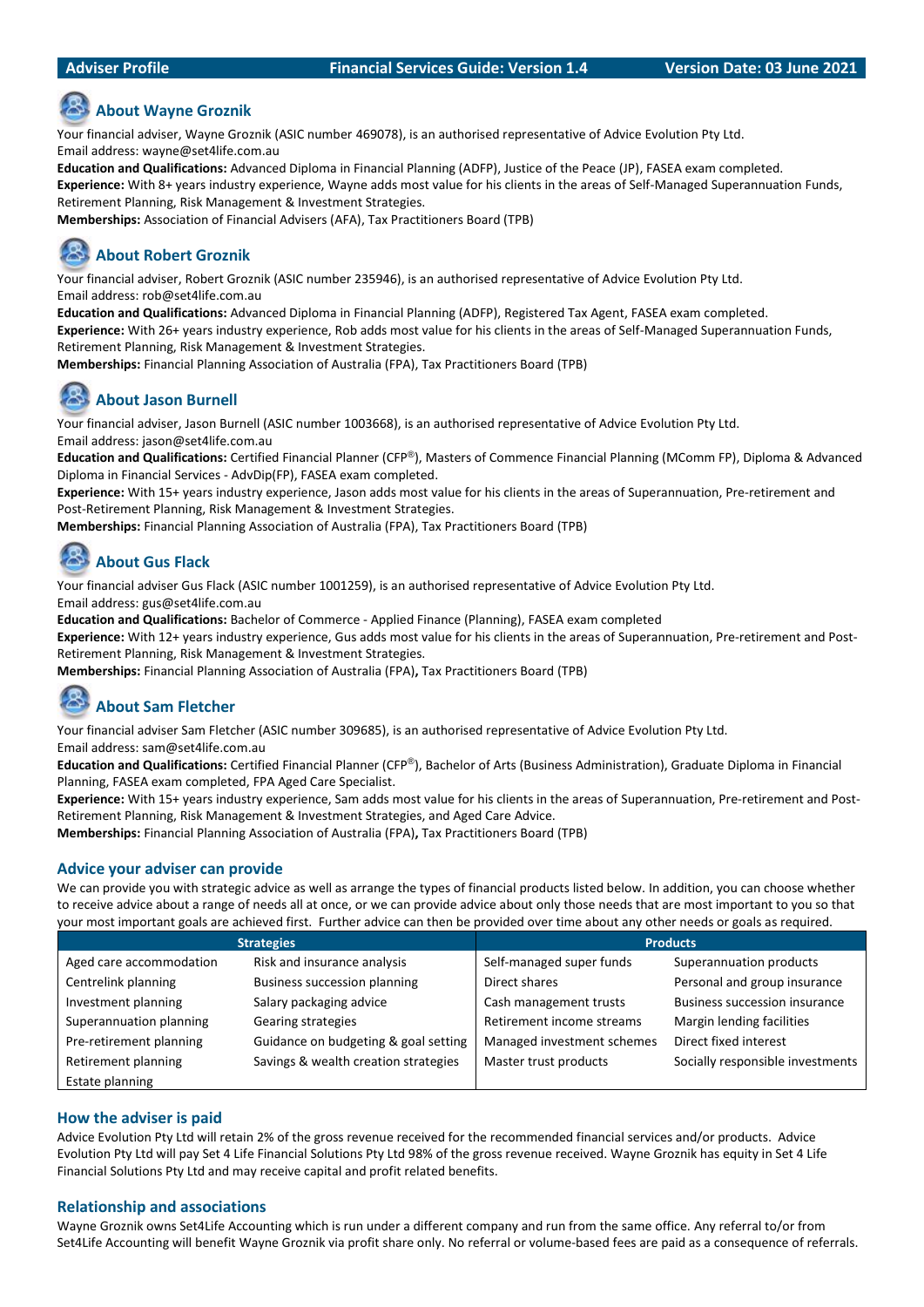| Adviser Profile | Financial Services Guide: Version 1.4 | Version Date: 03 June 2021 |
|---|---|---|

## About Wayne Groznik

Your financial adviser, Wayne Groznik (ASIC number 469078), is an authorised representative of Advice Evolution Pty Ltd.
Email address: wayne@set4life.com.au

**Education and Qualifications:** Advanced Diploma in Financial Planning (ADFP), Justice of the Peace (JP), FASEA exam completed.

**Experience:** With 8+ years industry experience, Wayne adds most value for his clients in the areas of Self-Managed Superannuation Funds, Retirement Planning, Risk Management & Investment Strategies.

**Memberships:** Association of Financial Advisers (AFA), Tax Practitioners Board (TPB)

## About Robert Groznik

Your financial adviser, Robert Groznik (ASIC number 235946), is an authorised representative of Advice Evolution Pty Ltd.
Email address: rob@set4life.com.au

**Education and Qualifications:** Advanced Diploma in Financial Planning (ADFP), Registered Tax Agent, FASEA exam completed.

**Experience:** With 26+ years industry experience, Rob adds most value for his clients in the areas of Self-Managed Superannuation Funds, Retirement Planning, Risk Management & Investment Strategies.

**Memberships:** Financial Planning Association of Australia (FPA), Tax Practitioners Board (TPB)

## About Jason Burnell

Your financial adviser, Jason Burnell (ASIC number 1003668), is an authorised representative of Advice Evolution Pty Ltd.
Email address: jason@set4life.com.au

**Education and Qualifications:** Certified Financial Planner (CFP®), Masters of Commence Financial Planning (MComm FP), Diploma & Advanced Diploma in Financial Services - AdvDip(FP), FASEA exam completed.

**Experience:** With 15+ years industry experience, Jason adds most value for his clients in the areas of Superannuation, Pre-retirement and Post-Retirement Planning, Risk Management & Investment Strategies.

**Memberships:** Financial Planning Association of Australia (FPA), Tax Practitioners Board (TPB)

## About Gus Flack

Your financial adviser Gus Flack (ASIC number 1001259), is an authorised representative of Advice Evolution Pty Ltd.
Email address: gus@set4life.com.au

**Education and Qualifications:** Bachelor of Commerce - Applied Finance (Planning), FASEA exam completed

**Experience:** With 12+ years industry experience, Gus adds most value for his clients in the areas of Superannuation, Pre-retirement and Post-Retirement Planning, Risk Management & Investment Strategies.

**Memberships:** Financial Planning Association of Australia (FPA)**,** Tax Practitioners Board (TPB)

## About Sam Fletcher

Your financial adviser Sam Fletcher (ASIC number 309685), is an authorised representative of Advice Evolution Pty Ltd.
Email address: sam@set4life.com.au

**Education and Qualifications:** Certified Financial Planner (CFP®), Bachelor of Arts (Business Administration), Graduate Diploma in Financial Planning, FASEA exam completed, FPA Aged Care Specialist.

**Experience:** With 15+ years industry experience, Sam adds most value for his clients in the areas of Superannuation, Pre-retirement and Post-Retirement Planning, Risk Management & Investment Strategies, and Aged Care Advice.

**Memberships:** Financial Planning Association of Australia (FPA)**,** Tax Practitioners Board (TPB)

## Advice your adviser can provide

We can provide you with strategic advice as well as arrange the types of financial products listed below. In addition, you can choose whether to receive advice about a range of needs all at once, or we can provide advice about only those needs that are most important to you so that your most important goals are achieved first. Further advice can then be provided over time about any other needs or goals as required.

| Strategies | | Products | |
|---|---|---|---|
| Aged care accommodation | Risk and insurance analysis | Self-managed super funds | Superannuation products |
| Centrelink planning | Business succession planning | Direct shares | Personal and group insurance |
| Investment planning | Salary packaging advice | Cash management trusts | Business succession insurance |
| Superannuation planning | Gearing strategies | Retirement income streams | Margin lending facilities |
| Pre-retirement planning | Guidance on budgeting & goal setting | Managed investment schemes | Direct fixed interest |
| Retirement planning | Savings & wealth creation strategies | Master trust products | Socially responsible investments |
| Estate planning | | | |

## How the adviser is paid

Advice Evolution Pty Ltd will retain 2% of the gross revenue received for the recommended financial services and/or products. Advice Evolution Pty Ltd will pay Set 4 Life Financial Solutions Pty Ltd 98% of the gross revenue received. Wayne Groznik has equity in Set 4 Life Financial Solutions Pty Ltd and may receive capital and profit related benefits.

## Relationship and associations

Wayne Groznik owns Set4Life Accounting which is run under a different company and run from the same office. Any referral to/or from Set4Life Accounting will benefit Wayne Groznik via profit share only. No referral or volume-based fees are paid as a consequence of referrals.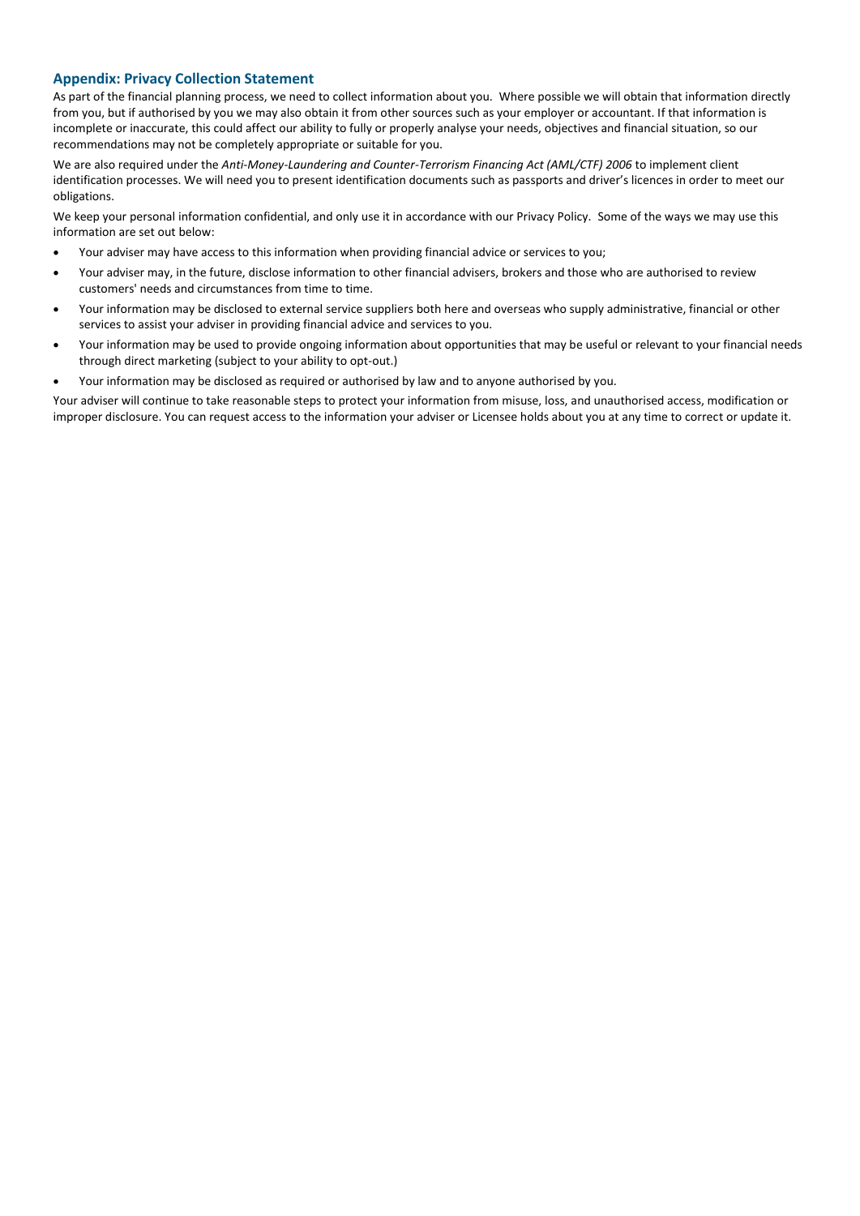## Appendix: Privacy Collection Statement

As part of the financial planning process, we need to collect information about you. Where possible we will obtain that information directly from you, but if authorised by you we may also obtain it from other sources such as your employer or accountant. If that information is incomplete or inaccurate, this could affect our ability to fully or properly analyse your needs, objectives and financial situation, so our recommendations may not be completely appropriate or suitable for you.

We are also required under the *Anti-Money-Laundering and Counter-Terrorism Financing Act (AML/CTF) 2006* to implement client identification processes. We will need you to present identification documents such as passports and driver's licences in order to meet our obligations.

We keep your personal information confidential, and only use it in accordance with our Privacy Policy. Some of the ways we may use this information are set out below:

- Your adviser may have access to this information when providing financial advice or services to you;
- Your adviser may, in the future, disclose information to other financial advisers, brokers and those who are authorised to review customers' needs and circumstances from time to time.
- Your information may be disclosed to external service suppliers both here and overseas who supply administrative, financial or other services to assist your adviser in providing financial advice and services to you.
- Your information may be used to provide ongoing information about opportunities that may be useful or relevant to your financial needs through direct marketing (subject to your ability to opt-out.)
- Your information may be disclosed as required or authorised by law and to anyone authorised by you.

Your adviser will continue to take reasonable steps to protect your information from misuse, loss, and unauthorised access, modification or improper disclosure. You can request access to the information your adviser or Licensee holds about you at any time to correct or update it.